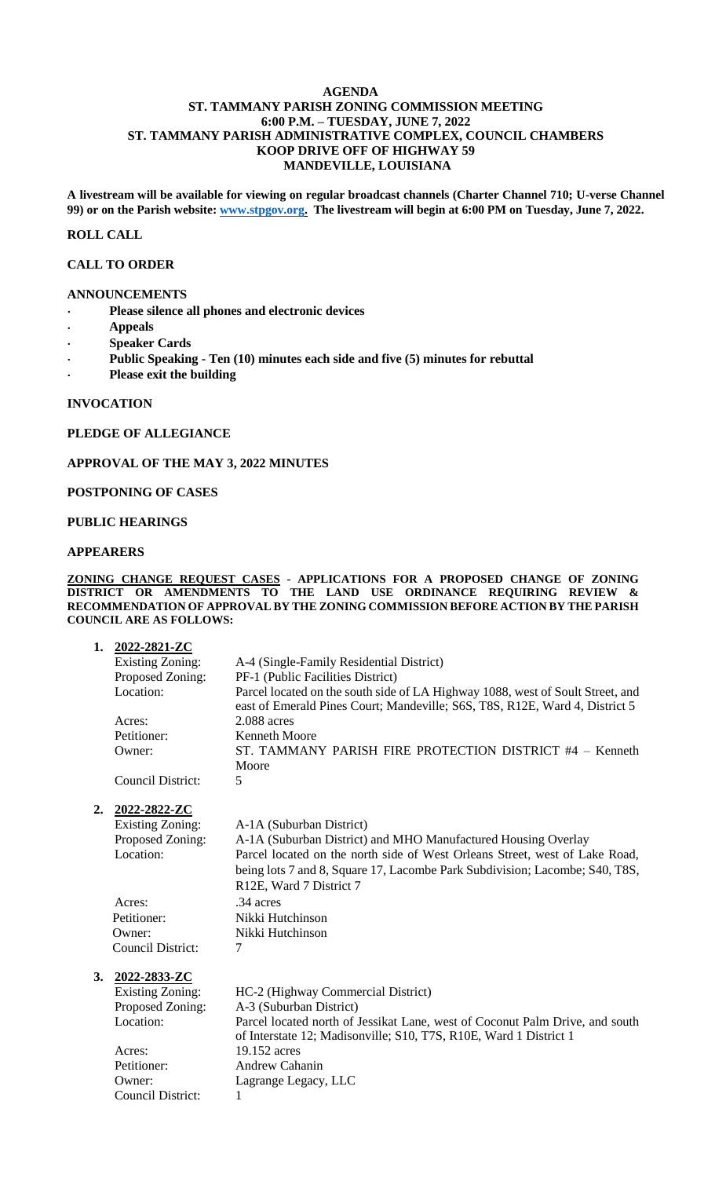# AGENDA
## ST. TAMMANY PARISH ZONING COMMISSION MEETING
## 6:00 P.M. – TUESDAY, JUNE 7, 2022
## ST. TAMMANY PARISH ADMINISTRATIVE COMPLEX, COUNCIL CHAMBERS
## KOOP DRIVE OFF OF HIGHWAY 59
## MANDEVILLE, LOUISIANA

**A livestream will be available for viewing on regular broadcast channels (Charter Channel 710; U-verse Channel 99) or on the Parish website: www.stpgov.org. The livestream will begin at 6:00 PM on Tuesday, June 7, 2022.**

**ROLL CALL**

**CALL TO ORDER**

**ANNOUNCEMENTS**

- **Please silence all phones and electronic devices**
- **Appeals**
- **Speaker Cards**
- **Public Speaking - Ten (10) minutes each side and five (5) minutes for rebuttal**
- **Please exit the building**

**INVOCATION**

**PLEDGE OF ALLEGIANCE**

**APPROVAL OF THE MAY 3, 2022 MINUTES**

**POSTPONING OF CASES**

**PUBLIC HEARINGS**

**APPEARERS**

**ZONING CHANGE REQUEST CASES - APPLICATIONS FOR A PROPOSED CHANGE OF ZONING DISTRICT OR AMENDMENTS TO THE LAND USE ORDINANCE REQUIRING REVIEW & RECOMMENDATION OF APPROVAL BY THE ZONING COMMISSION BEFORE ACTION BY THE PARISH COUNCIL ARE AS FOLLOWS:**

1. **2022-2821-ZC**

   Existing Zoning: A-4 (Single-Family Residential District)
   Proposed Zoning: PF-1 (Public Facilities District)
   Location: Parcel located on the south side of LA Highway 1088, west of Soult Street, and east of Emerald Pines Court; Mandeville; S6S, T8S, R12E, Ward 4, District 5
   Acres: 2.088 acres
   Petitioner: Kenneth Moore
   Owner: ST. TAMMANY PARISH FIRE PROTECTION DISTRICT #4 – Kenneth Moore
   Council District: 5

2. **2022-2822-ZC**

   Existing Zoning: A-1A (Suburban District)
   Proposed Zoning: A-1A (Suburban District) and MHO Manufactured Housing Overlay
   Location: Parcel located on the north side of West Orleans Street, west of Lake Road, being lots 7 and 8, Square 17, Lacombe Park Subdivision; Lacombe; S40, T8S, R12E, Ward 7 District 7
   Acres: .34 acres
   Petitioner: Nikki Hutchinson
   Owner: Nikki Hutchinson
   Council District: 7

3. **2022-2833-ZC**

   Existing Zoning: HC-2 (Highway Commercial District)
   Proposed Zoning: A-3 (Suburban District)
   Location: Parcel located north of Jessikat Lane, west of Coconut Palm Drive, and south of Interstate 12; Madisonville; S10, T7S, R10E, Ward 1 District 1
   Acres: 19.152 acres
   Petitioner: Andrew Cahanin
   Owner: Lagrange Legacy, LLC
   Council District: 1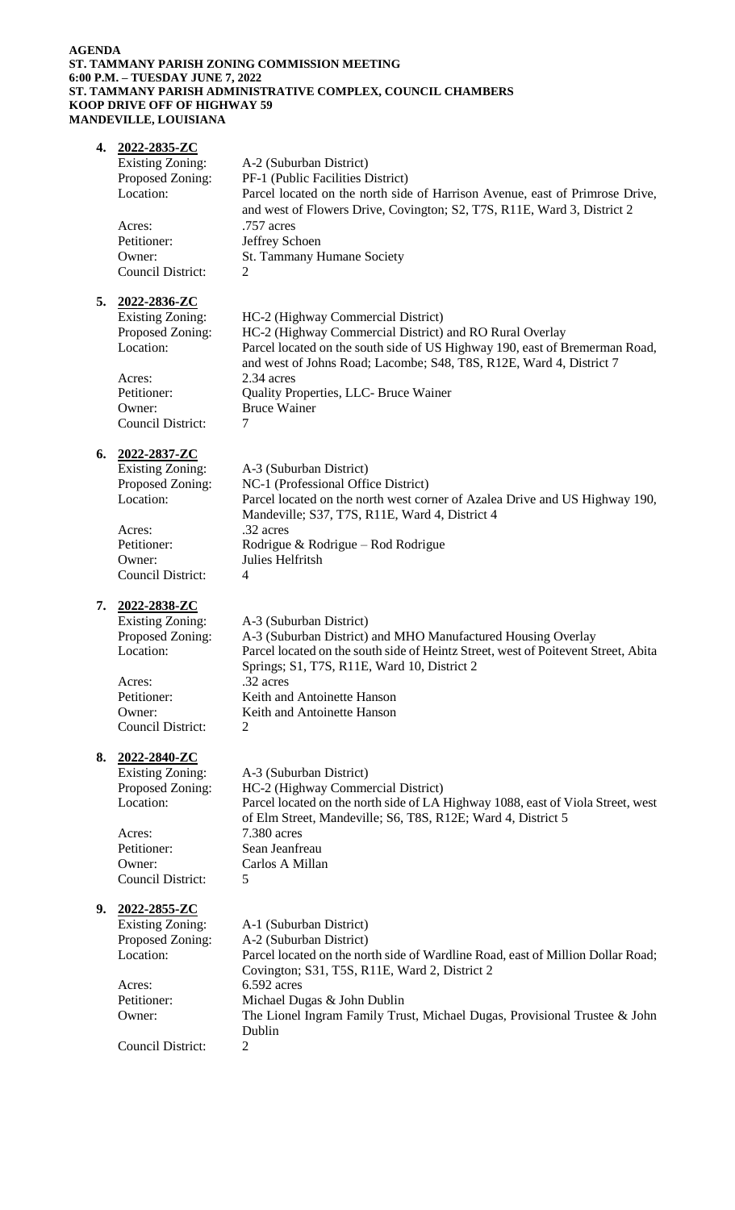**AGENDA**
**ST. TAMMANY PARISH ZONING COMMISSION MEETING**
**6:00 P.M. – TUESDAY JUNE 7, 2022**
**ST. TAMMANY PARISH ADMINISTRATIVE COMPLEX, COUNCIL CHAMBERS**
**KOOP DRIVE OFF OF HIGHWAY 59**
**MANDEVILLE, LOUISIANA**

**4. 2022-2835-ZC**

Existing Zoning: A-2 (Suburban District)
Proposed Zoning: PF-1 (Public Facilities District)
Location: Parcel located on the north side of Harrison Avenue, east of Primrose Drive, and west of Flowers Drive, Covington; S2, T7S, R11E, Ward 3, District 2
Acres: .757 acres
Petitioner: Jeffrey Schoen
Owner: St. Tammany Humane Society
Council District: 2

**5. 2022-2836-ZC**

Existing Zoning: HC-2 (Highway Commercial District)
Proposed Zoning: HC-2 (Highway Commercial District) and RO Rural Overlay
Location: Parcel located on the south side of US Highway 190, east of Bremerman Road, and west of Johns Road; Lacombe; S48, T8S, R12E, Ward 4, District 7
Acres: 2.34 acres
Petitioner: Quality Properties, LLC- Bruce Wainer
Owner: Bruce Wainer
Council District: 7

**6. 2022-2837-ZC**

Existing Zoning: A-3 (Suburban District)
Proposed Zoning: NC-1 (Professional Office District)
Location: Parcel located on the north west corner of Azalea Drive and US Highway 190, Mandeville; S37, T7S, R11E, Ward 4, District 4
Acres: .32 acres
Petitioner: Rodrigue & Rodrigue – Rod Rodrigue
Owner: Julies Helfritsh
Council District: 4

**7. 2022-2838-ZC**

Existing Zoning: A-3 (Suburban District)
Proposed Zoning: A-3 (Suburban District) and MHO Manufactured Housing Overlay
Location: Parcel located on the south side of Heintz Street, west of Poitevent Street, Abita Springs; S1, T7S, R11E, Ward 10, District 2
Acres: .32 acres
Petitioner: Keith and Antoinette Hanson
Owner: Keith and Antoinette Hanson
Council District: 2

**8. 2022-2840-ZC**

Existing Zoning: A-3 (Suburban District)
Proposed Zoning: HC-2 (Highway Commercial District)
Location: Parcel located on the north side of LA Highway 1088, east of Viola Street, west of Elm Street, Mandeville; S6, T8S, R12E; Ward 4, District 5
Acres: 7.380 acres
Petitioner: Sean Jeanfreau
Owner: Carlos A Millan
Council District: 5

**9. 2022-2855-ZC**

Existing Zoning: A-1 (Suburban District)
Proposed Zoning: A-2 (Suburban District)
Location: Parcel located on the north side of Wardline Road, east of Million Dollar Road; Covington; S31, T5S, R11E, Ward 2, District 2
Acres: 6.592 acres
Petitioner: Michael Dugas & John Dublin
Owner: The Lionel Ingram Family Trust, Michael Dugas, Provisional Trustee & John Dublin
Council District: 2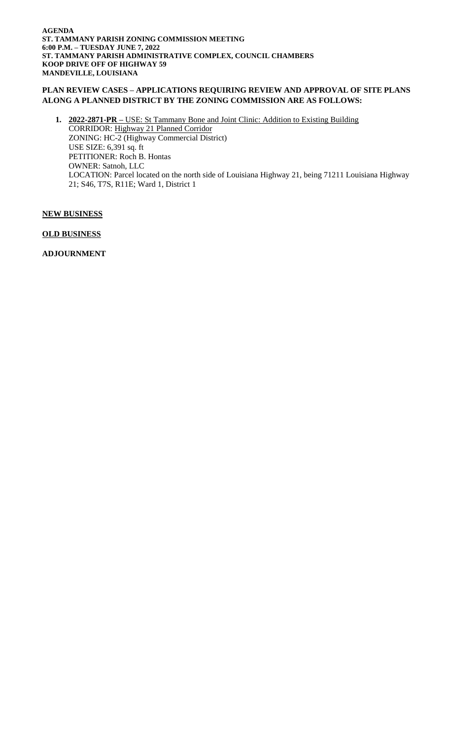**AGENDA**
**ST. TAMMANY PARISH ZONING COMMISSION MEETING**
**6:00 P.M. – TUESDAY JUNE 7, 2022**
**ST. TAMMANY PARISH ADMINISTRATIVE COMPLEX, COUNCIL CHAMBERS**
**KOOP DRIVE OFF OF HIGHWAY 59**
**MANDEVILLE, LOUISIANA**

**PLAN REVIEW CASES – APPLICATIONS REQUIRING REVIEW AND APPROVAL OF SITE PLANS ALONG A PLANNED DISTRICT BY THE ZONING COMMISSION ARE AS FOLLOWS:**

1. **2022-2871-PR –** USE: St Tammany Bone and Joint Clinic: Addition to Existing Building
   CORRIDOR: Highway 21 Planned Corridor
   ZONING: HC-2 (Highway Commercial District)
   USE SIZE: 6,391 sq. ft
   PETITIONER: Roch B. Hontas
   OWNER: Satnoh, LLC
   LOCATION: Parcel located on the north side of Louisiana Highway 21, being 71211 Louisiana Highway 21; S46, T7S, R11E; Ward 1, District 1

**NEW BUSINESS**

**OLD BUSINESS**

**ADJOURNMENT**